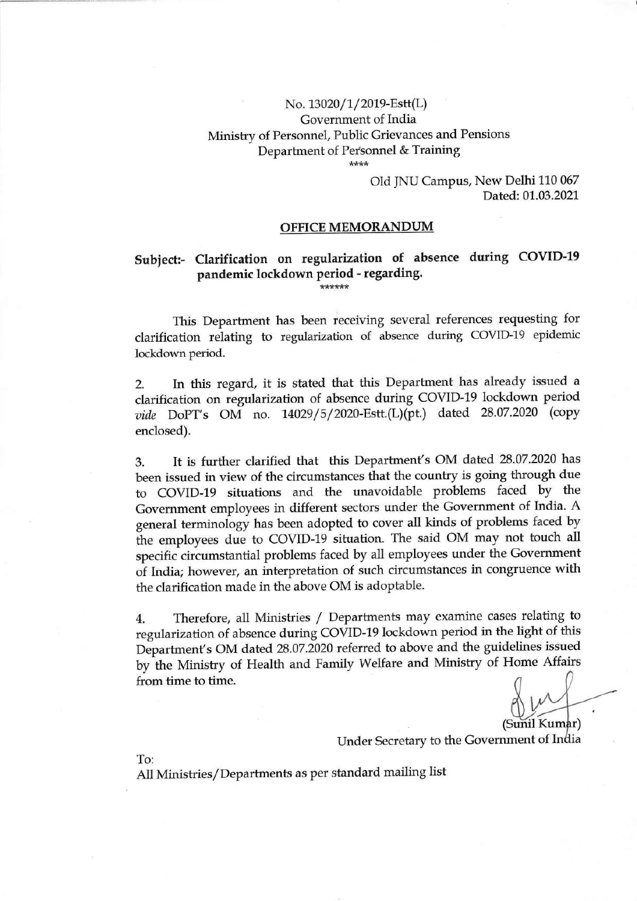No. 13020/1/2019-Estt(L)
Government of India
Ministry of Personnel, Public Grievances and Pensions
Department of Personnel & Training
\*\*\*\*

Old JNU Campus, New Delhi 110 067
Dated: 01.03.2021

## OFFICE MEMORANDUM

**Subject:- Clarification on regularization of absence during COVID-19 pandemic lockdown period - regarding.**

\*\*\*\*\*\*

This Department has been receiving several references requesting for clarification relating to regularization of absence during COVID-19 epidemic lockdown period.

2. In this regard, it is stated that this Department has already issued a clarification on regularization of absence during COVID-19 lockdown period *vide* DoPT's OM no. 14029/5/2020-Estt.(L)(pt.) dated 28.07.2020 (copy enclosed).

3. It is further clarified that this Department's OM dated 28.07.2020 has been issued in view of the circumstances that the country is going through due to COVID-19 situations and the unavoidable problems faced by the Government employees in different sectors under the Government of India. A general terminology has been adopted to cover all kinds of problems faced by the employees due to COVID-19 situation. The said OM may not touch all specific circumstantial problems faced by all employees under the Government of India; however, an interpretation of such circumstances in congruence with the clarification made in the above OM is adoptable.

4. Therefore, all Ministries / Departments may examine cases relating to regularization of absence during COVID-19 lockdown period in the light of this Department's OM dated 28.07.2020 referred to above and the guidelines issued by the Ministry of Health and Family Welfare and Ministry of Home Affairs from time to time.

(Sunil Kumar)
Under Secretary to the Government of India

To:
All Ministries/Departments as per standard mailing list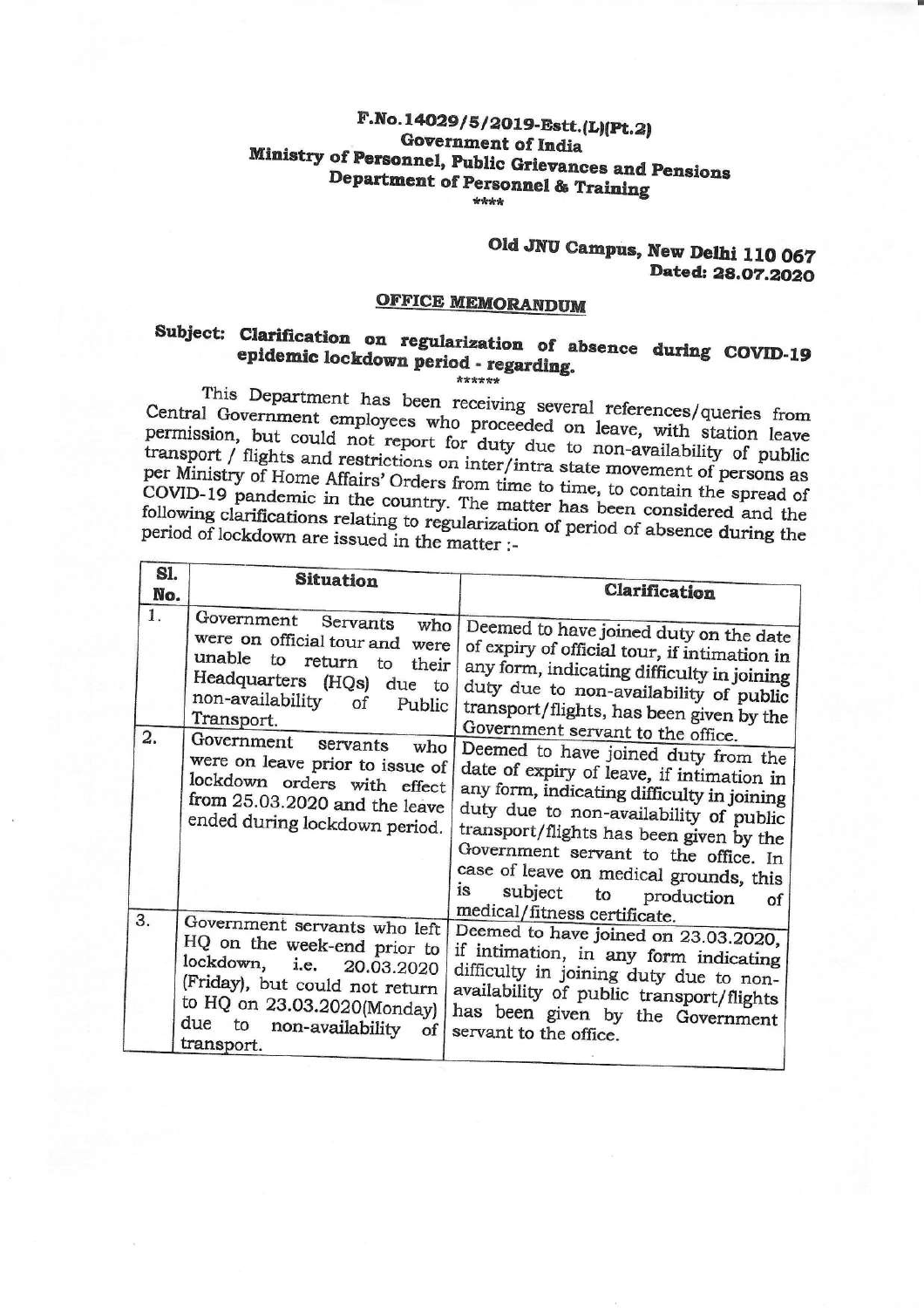**F.No.14029/5/2019-Estt.(L)(Pt.2)**
**Government of India**
**Ministry of Personnel, Public Grievances and Pensions**
**Department of Personnel & Training**

\*\*\*\*

**Old JNU Campus, New Delhi 110 067**
**Dated: 28.07.2020**

## OFFICE MEMORANDUM

**Subject: Clarification on regularization of absence during COVID-19 epidemic lockdown period - regarding.**

\*\*\*\*\*\*

This Department has been receiving several references/queries from Central Government employees who proceeded on leave, with station leave permission, but could not report for duty due to non-availability of public transport / flights and restrictions on inter/intra state movement of persons as per Ministry of Home Affairs' Orders from time to time, to contain the spread of COVID-19 pandemic in the country. The matter has been considered and the following clarifications relating to regularization of period of absence during the period of lockdown are issued in the matter :-

| Sl. No. | Situation | Clarification |
|---|---|---|
| 1. | Government Servants who were on official tour and were unable to return to their Headquarters (HQs) due to non-availability of Public Transport. | Deemed to have joined duty on the date of expiry of official tour, if intimation in any form, indicating difficulty in joining duty due to non-availability of public transport/flights, has been given by the Government servant to the office. |
| 2. | Government servants who were on leave prior to issue of lockdown orders with effect from 25.03.2020 and the leave ended during lockdown period. | Deemed to have joined duty from the date of expiry of leave, if intimation in any form, indicating difficulty in joining duty due to non-availability of public transport/flights has been given by the Government servant to the office. In case of leave on medical grounds, this is subject to production of medical/fitness certificate. |
| 3. | Government servants who left HQ on the week-end prior to lockdown, i.e. 20.03.2020 (Friday), but could not return to HQ on 23.03.2020(Monday) due to non-availability of transport. | Deemed to have joined on 23.03.2020, if intimation, in any form indicating difficulty in joining duty due to non-availability of public transport/flights has been given by the Government servant to the office. |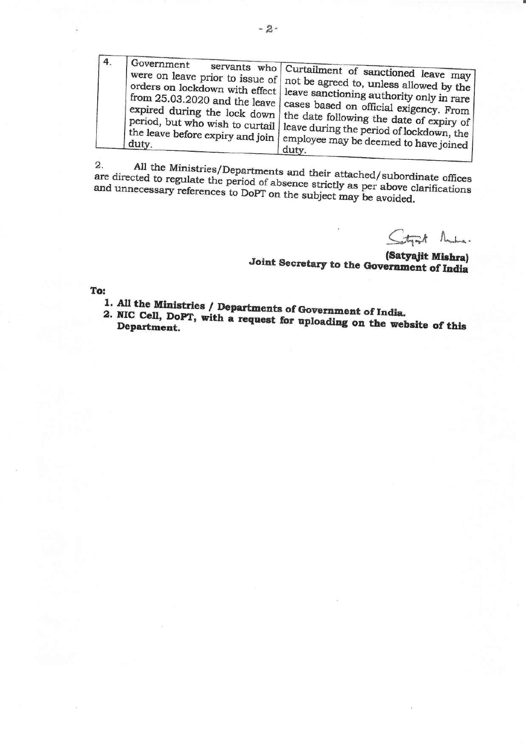| | | |
|---|---|---|
| 4. | Government servants who were on leave prior to issue of orders on lockdown with effect from 25.03.2020 and the leave expired during the lock down period, but who wish to curtail the leave before expiry and join duty. | Curtailment of sanctioned leave may not be agreed to, unless allowed by the leave sanctioning authority only in rare cases based on official exigency. From the date following the date of expiry of leave during the period of lockdown, the employee may be deemed to have joined duty. |

2. All the Ministries/Departments and their attached/subordinate offices are directed to regulate the period of absence strictly as per above clarifications and unnecessary references to DoPT on the subject may be avoided.

**(Satyajit Mishra)**
**Joint Secretary to the Government of India**

**To:**

1. **All the Ministries / Departments of Government of India.**
2. **NIC Cell, DoPT, with a request for uploading on the website of this Department.**